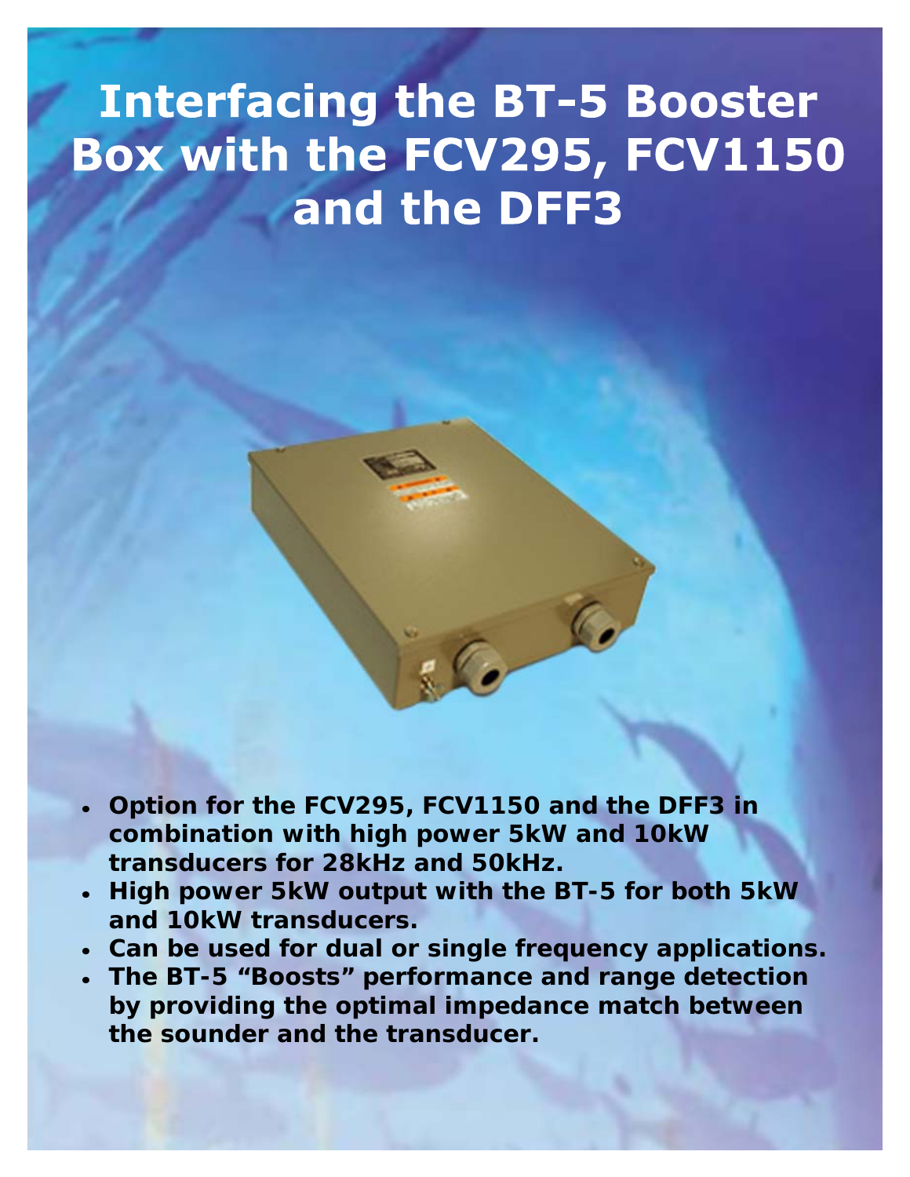# Interfacing the BT-5 Booster Box with the FCV295, FCV1150 and the DFF3

- **Option for the FCV295, FCV1150 and the DFF3 in combination with high power 5kW and 10kW transducers for 28kHz and 50kHz.**
- **High power 5kW output with the BT-5 for both 5kW and 10kW transducers.**
- **Can be used for dual or single frequency applications.**
- **The BT-5 "Boosts" performance and range detection by providing the optimal impedance match between the sounder and the transducer.**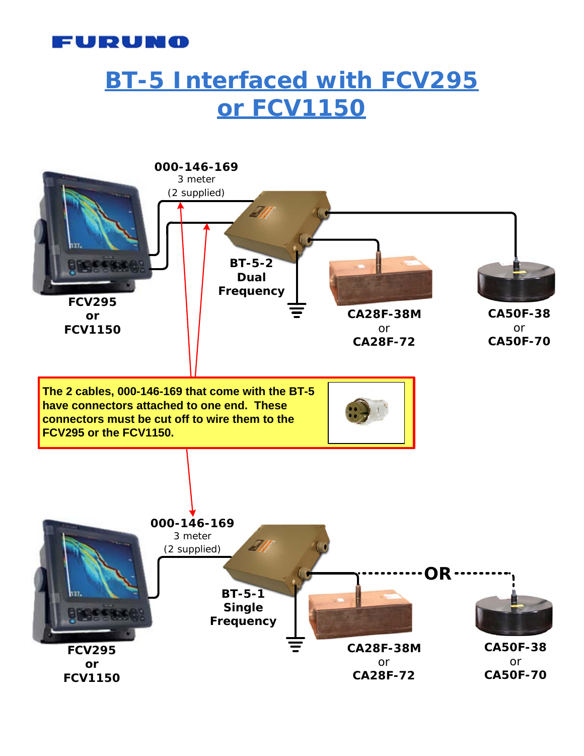# BT-5 Interfaced with FCV295 or FCV1150

**000-146-169**
3 meter
(2 supplied)

**BT-5-2**
**Dual**
**Frequency**

**FCV295**
**or**
**FCV1150**

**CA28F-38M**
or
**CA28F-72**

**CA50F-38**
or
**CA50F-70**

**The 2 cables, 000-146-169 that come with the BT-5 have connectors attached to one end. These connectors must be cut off to wire them to the FCV295 or the FCV1150.**

**000-146-169**
3 meter
(2 supplied)

**BT-5-1**
**Single**
**Frequency**

**OR**

**FCV295**
**or**
**FCV1150**

**CA28F-38M**
or
**CA28F-72**

**CA50F-38**
or
**CA50F-70**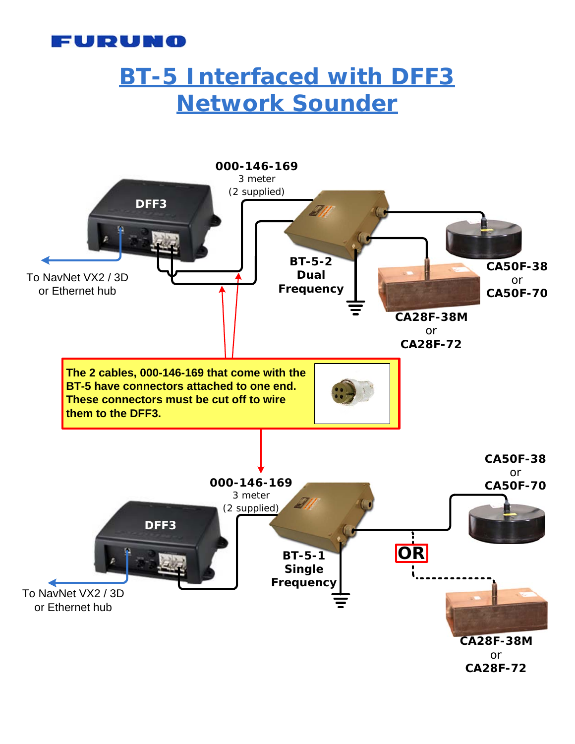# BT-5 Interfaced with DFF3 Network Sounder

**000-146-169**
3 meter
(2 supplied)

**DFF3**

To NavNet VX2 / 3D or Ethernet hub

**BT-5-2**
**Dual**
**Frequency**

**CA50F-38**
or
**CA50F-70**

**CA28F-38M**
or
**CA28F-72**

**The 2 cables, 000-146-169 that come with the BT-5 have connectors attached to one end. These connectors must be cut off to wire them to the DFF3.**

**000-146-169**
3 meter
(2 supplied)

**DFF3**

To NavNet VX2 / 3D or Ethernet hub

**BT-5-1**
**Single**
**Frequency**

**CA50F-38**
or
**CA50F-70**

**OR**

**CA28F-38M**
or
**CA28F-72**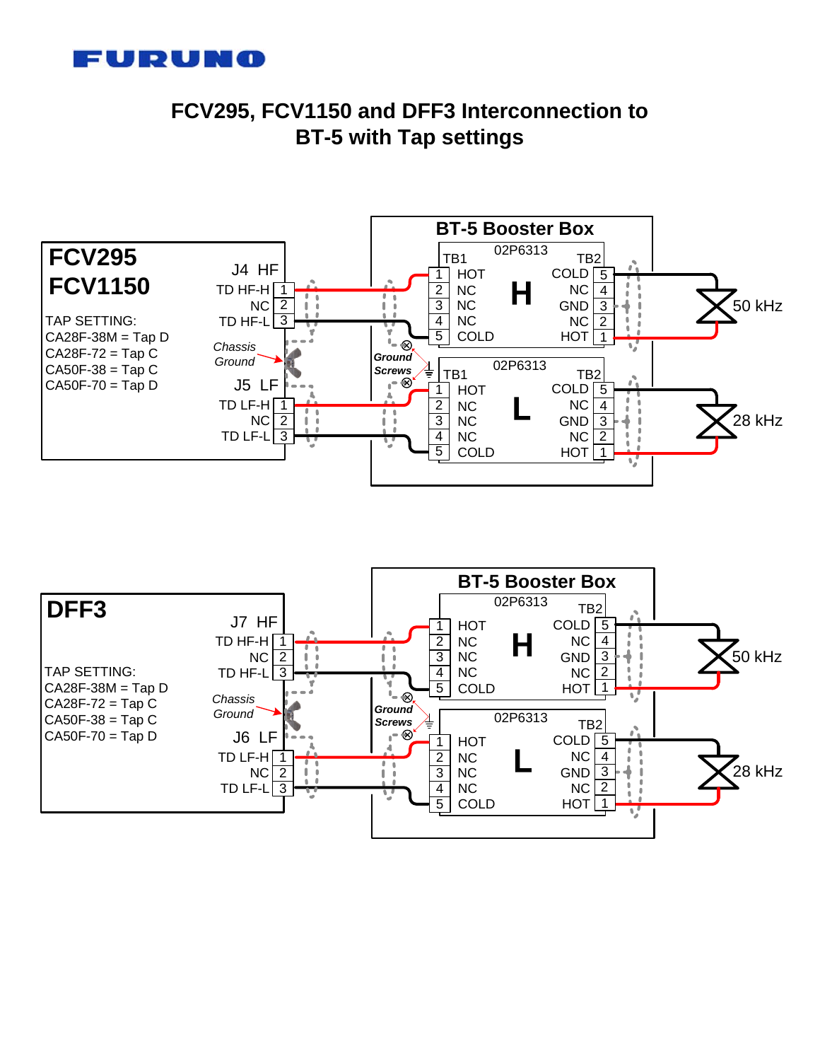FURUNO

# FCV295, FCV1150 and DFF3 Interconnection to BT-5 with Tap settings

## FCV295 / FCV1150

TAP SETTING:
CA28F-38M = Tap D
CA28F-72 = Tap C
CA50F-38 = Tap C
CA50F-70 = Tap D

J4 HF
TD HF-H 1
NC 2
TD HF-L 3

Chassis Ground

J5 LF
TD LF-H 1
NC 2
TD LF-L 3

Ground Screws

BT-5 Booster Box

02P6313

TB1
1 HOT
2 NC
3 NC
4 NC
5 COLD

H

TB2
COLD 5
NC 4
GND 3
NC 2
HOT 1

50 kHz

02P6313

TB1
1 HOT
2 NC
3 NC
4 NC
5 COLD

L

TB2
COLD 5
NC 4
GND 3
NC 2
HOT 1

28 kHz

## DFF3

TAP SETTING:
CA28F-38M = Tap D
CA28F-72 = Tap C
CA50F-38 = Tap C
CA50F-70 = Tap D

J7 HF
TD HF-H 1
NC 2
TD HF-L 3

Chassis Ground

J6 LF
TD LF-H 1
NC 2
TD LF-L 3

Ground Screws

BT-5 Booster Box

02P6313

1 HOT
2 NC
3 NC
4 NC
5 COLD

H

TB2
COLD 5
NC 4
GND 3
NC 2
HOT 1

50 kHz

02P6313

1 HOT
2 NC
3 NC
4 NC
5 COLD

L

TB2
COLD 5
NC 4
GND 3
NC 2
HOT 1

28 kHz